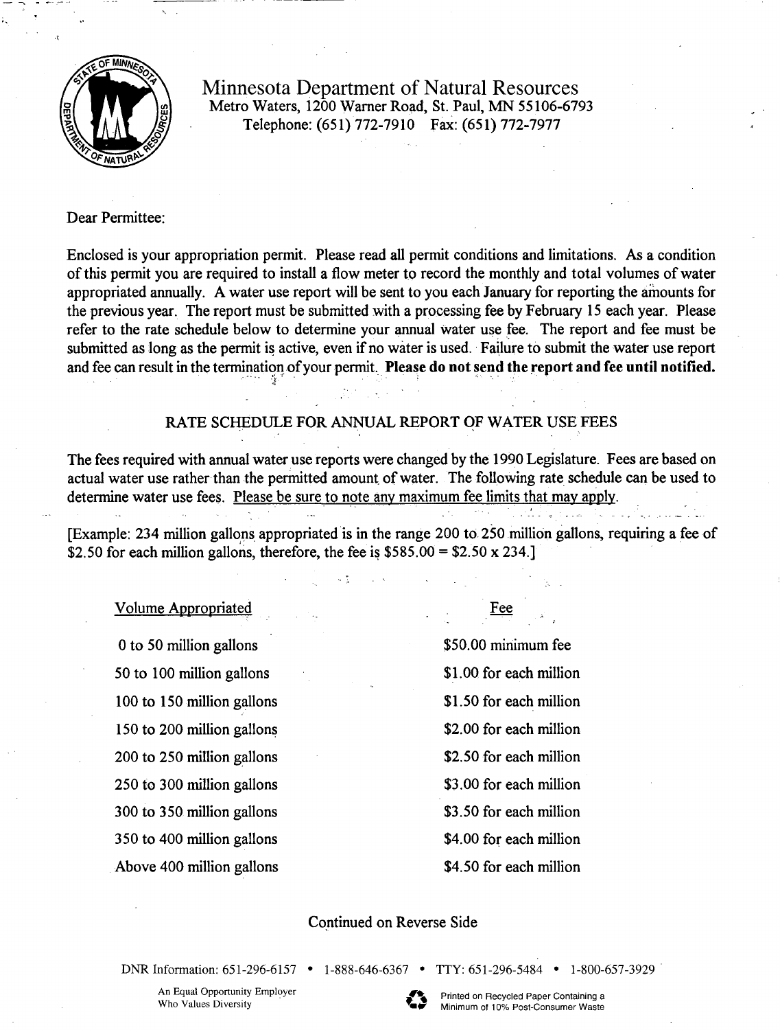# Minnesota Department of Natural Resources

Metro Waters, 1200 Warner Road, St. Paul, MN 55106-6793
Telephone: (651) 772-7910 Fax: (651) 772-7977

Dear Permittee:

Enclosed is your appropriation permit. Please read all permit conditions and limitations. As a condition of this permit you are required to install a flow meter to record the monthly and total volumes of water appropriated annually. A water use report will be sent to you each January for reporting the amounts for the previous year. The report must be submitted with a processing fee by February 15 each year. Please refer to the rate schedule below to determine your annual water use fee. The report and fee must be submitted as long as the permit is active, even if no water is used. Failure to submit the water use report and fee can result in the termination of your permit. **Please do not send the report and fee until notified.**

## RATE SCHEDULE FOR ANNUAL REPORT OF WATER USE FEES

The fees required with annual water use reports were changed by the 1990 Legislature. Fees are based on actual water use rather than the permitted amount of water. The following rate schedule can be used to determine water use fees. Please be sure to note any maximum fee limits that may apply.

[Example: 234 million gallons appropriated is in the range 200 to 250 million gallons, requiring a fee of $2.50 for each million gallons, therefore, the fee is $585.00 = $2.50 x 234.]

| Volume Appropriated | Fee |
|---|---|
| 0 to 50 million gallons | $50.00 minimum fee |
| 50 to 100 million gallons | $1.00 for each million |
| 100 to 150 million gallons | $1.50 for each million |
| 150 to 200 million gallons | $2.00 for each million |
| 200 to 250 million gallons | $2.50 for each million |
| 250 to 300 million gallons | $3.00 for each million |
| 300 to 350 million gallons | $3.50 for each million |
| 350 to 400 million gallons | $4.00 for each million |
| Above 400 million gallons | $4.50 for each million |

Continued on Reverse Side

DNR Information: 651-296-6157 • 1-888-646-6367 • TTY: 651-296-5484 • 1-800-657-3929

An Equal Opportunity Employer Who Values Diversity

Printed on Recycled Paper Containing a Minimum of 10% Post-Consumer Waste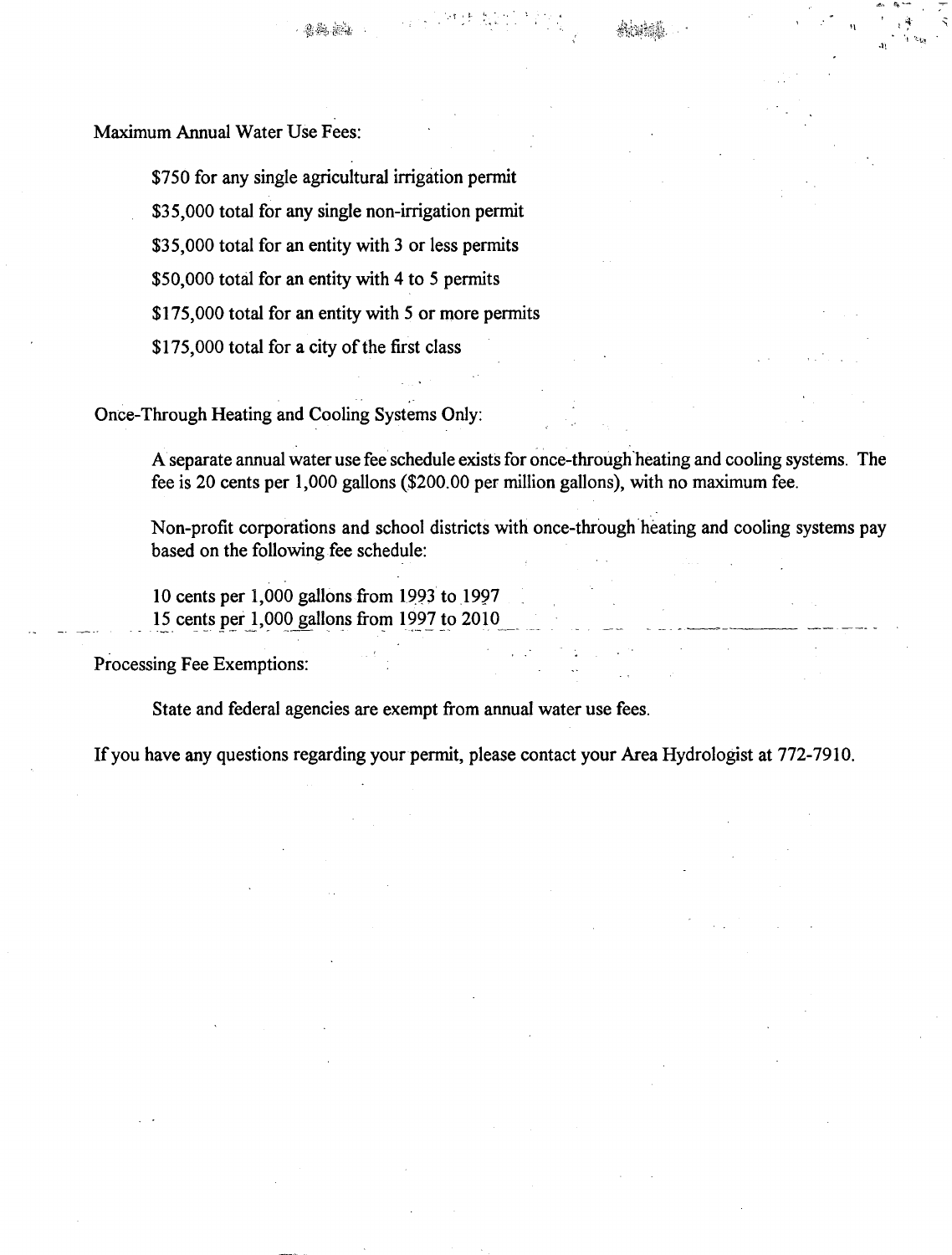Maximum Annual Water Use Fees:

$750 for any single agricultural irrigation permit

$35,000 total for any single non-irrigation permit

$35,000 total for an entity with 3 or less permits

$50,000 total for an entity with 4 to 5 permits

$175,000 total for an entity with 5 or more permits

$175,000 total for a city of the first class

Once-Through Heating and Cooling Systems Only:

A separate annual water use fee schedule exists for once-through heating and cooling systems. The fee is 20 cents per 1,000 gallons ($200.00 per million gallons), with no maximum fee.

Non-profit corporations and school districts with once-through heating and cooling systems pay based on the following fee schedule:

10 cents per 1,000 gallons from 1993 to 1997
15 cents per 1,000 gallons from 1997 to 2010

Processing Fee Exemptions:

State and federal agencies are exempt from annual water use fees.

If you have any questions regarding your permit, please contact your Area Hydrologist at 772-7910.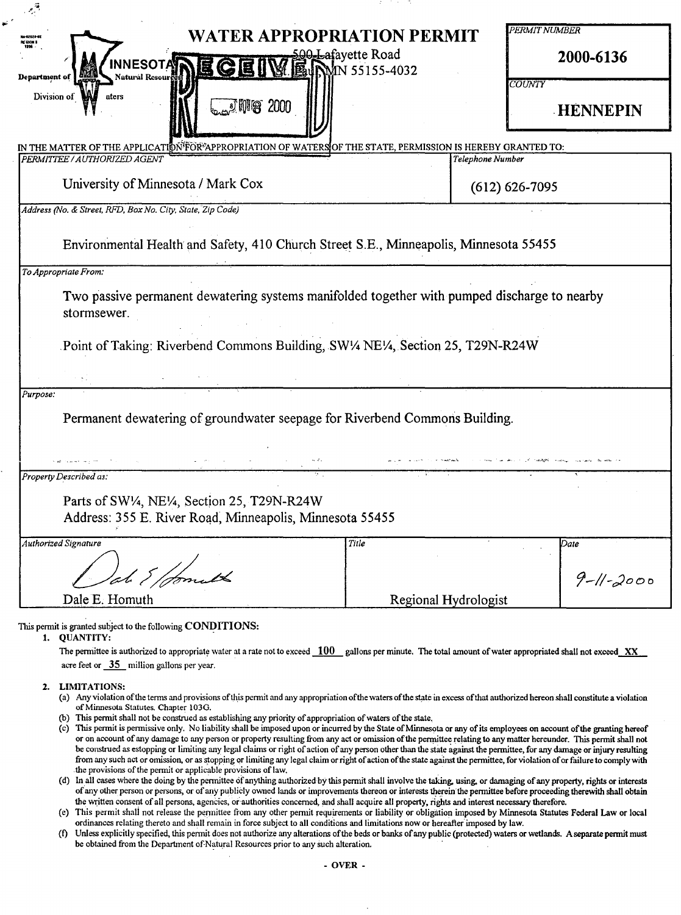Department of Natural Resources
Division of Waters

# WATER APPROPRIATION PERMIT

500 Lafayette Road
St. Paul, MN 55155-4032

RECEIVED
2000

| *PERMIT NUMBER* |
|---|
| **2000-6136** |
| *COUNTY* |
| **HENNEPIN** |

IN THE MATTER OF THE APPLICATION FOR APPROPRIATION OF WATERS OF THE STATE, PERMISSION IS HEREBY GRANTED TO:

| *PERMITTEE / AUTHORIZED AGENT* | *Telephone Number* |
|---|---|
| University of Minnesota / Mark Cox | (612) 626-7095 |

*Address (No. & Street, RFD, Box No. City, State, Zip Code)*

Environmental Health and Safety, 410 Church Street S.E., Minneapolis, Minnesota 55455

*To Appropriate From:*

Two passive permanent dewatering systems manifolded together with pumped discharge to nearby stormsewer.

Point of Taking: Riverbend Commons Building, SW¼ NE¼, Section 25, T29N-R24W

*Purpose:*

Permanent dewatering of groundwater seepage for Riverbend Commons Building.

*Property Described as:*

Parts of SW¼, NE¼, Section 25, T29N-R24W
Address: 355 E. River Road, Minneapolis, Minnesota 55455

| *Authorized Signature* | *Title* | *Date* |
|---|---|---|
| Dale E. Homuth | Regional Hydrologist | 9-11-2000 |

This permit is granted subject to the following **CONDITIONS:**

1. **QUANTITY:**

   The permittee is authorized to appropriate water at a rate not to exceed 100 gallons per minute. The total amount of water appropriated shall not exceed XX acre feet or 35 million gallons per year.

2. **LIMITATIONS:**
   - (a) Any violation of the terms and provisions of this permit and any appropriation of the waters of the state in excess of that authorized hereon shall constitute a violation of Minnesota Statutes. Chapter 103G.
   - (b) This permit shall not be construed as establishing any priority of appropriation of waters of the state.
   - (c) This permit is permissive only. No liability shall be imposed upon or incurred by the State of Minnesota or any of its employees on account of the granting hereof or on account of any damage to any person or property resulting from any act or omission of the permittee relating to any matter hereunder. This permit shall not be construed as estopping or limiting any legal claims or right of action of any person other than the state against the permittee, for any damage or injury resulting from any such act or omission, or as stopping or limiting any legal claim or right of action of the state against the permittee, for violation of or failure to comply with the provisions of the permit or applicable provisions of law.
   - (d) In all cases where the doing by the permittee of anything authorized by this permit shall involve the taking, using, or damaging of any property, rights or interests of any other person or persons, or of any publicly owned lands or improvements thereon or interests therein the permittee before proceeding therewith shall obtain the written consent of all persons, agencies, or authorities concerned, and shall acquire all property, rights and interest necessary therefore.
   - (e) This permit shall not release the permittee from any other permit requirements or liability or obligation imposed by Minnesota Statutes Federal Law or local ordinances relating thereto and shall remain in force subject to all conditions and limitations now or hereafter imposed by law.
   - (f) Unless explicitly specified, this permit does not authorize any alterations of the beds or banks of any public (protected) waters or wetlands. A separate permit must be obtained from the Department of Natural Resources prior to any such alteration.

\- OVER -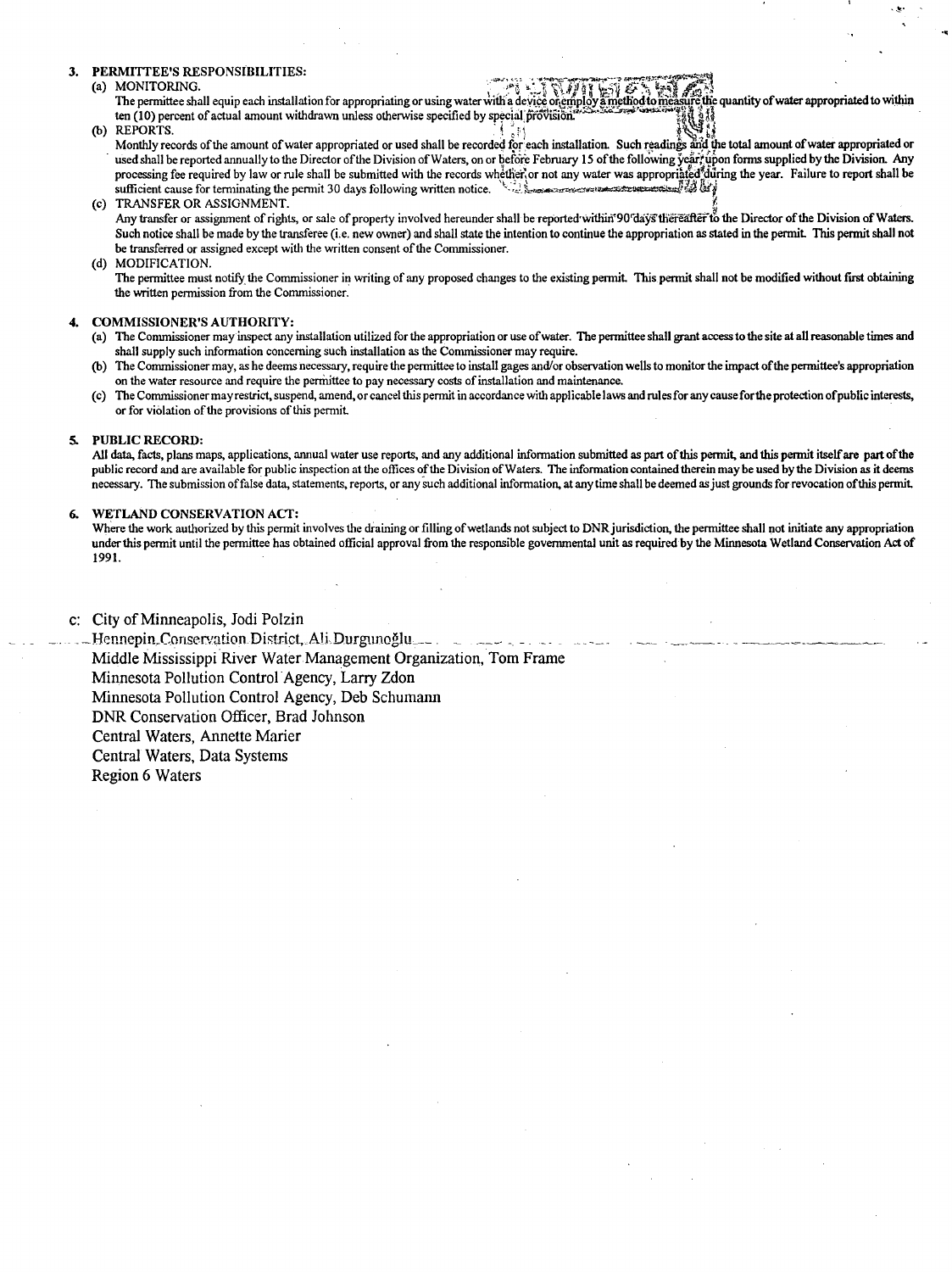### 3. PERMITTEE'S RESPONSIBILITIES:

(a) MONITORING.
The permittee shall equip each installation for appropriating or using water with a device or employ a method to measure the quantity of water appropriated to within ten (10) percent of actual amount withdrawn unless otherwise specified by special provision.

(b) REPORTS.
Monthly records of the amount of water appropriated or used shall be recorded for each installation. Such readings and the total amount of water appropriated or used shall be reported annually to the Director of the Division of Waters, on or before February 15 of the following year, upon forms supplied by the Division. Any processing fee required by law or rule shall be submitted with the records whether or not any water was appropriated during the year. Failure to report shall be sufficient cause for terminating the permit 30 days following written notice.

(c) TRANSFER OR ASSIGNMENT.
Any transfer or assignment of rights, or sale of property involved hereunder shall be reported within 90 days thereafter to the Director of the Division of Waters. Such notice shall be made by the transferee (i.e. new owner) and shall state the intention to continue the appropriation as stated in the permit. This permit shall not be transferred or assigned except with the written consent of the Commissioner.

(d) MODIFICATION.
The permittee must notify the Commissioner in writing of any proposed changes to the existing permit. This permit shall not be modified without first obtaining the written permission from the Commissioner.

### 4. COMMISSIONER'S AUTHORITY:

(a) The Commissioner may inspect any installation utilized for the appropriation or use of water. The permittee shall grant access to the site at all reasonable times and shall supply such information concerning such installation as the Commissioner may require.

(b) The Commissioner may, as he deems necessary, require the permittee to install gages and/or observation wells to monitor the impact of the permittee's appropriation on the water resource and require the permittee to pay necessary costs of installation and maintenance.

(c) The Commissioner may restrict, suspend, amend, or cancel this permit in accordance with applicable laws and rules for any cause for the protection of public interests, or for violation of the provisions of this permit.

### 5. PUBLIC RECORD:

All data, facts, plans maps, applications, annual water use reports, and any additional information submitted as part of this permit, and this permit itself are part of the public record and are available for public inspection at the offices of the Division of Waters. The information contained therein may be used by the Division as it deems necessary. The submission of false data, statements, reports, or any such additional information, at any time shall be deemed as just grounds for revocation of this permit.

### 6. WETLAND CONSERVATION ACT:

Where the work authorized by this permit involves the draining or filling of wetlands not subject to DNR jurisdiction, the permittee shall not initiate any appropriation under this permit until the permittee has obtained official approval from the responsible governmental unit as required by the Minnesota Wetland Conservation Act of 1991.

c: City of Minneapolis, Jodi Polzin
Hennepin Conservation District, Ali Durgunoğlu
Middle Mississippi River Water Management Organization, Tom Frame
Minnesota Pollution Control Agency, Larry Zdon
Minnesota Pollution Control Agency, Deb Schumann
DNR Conservation Officer, Brad Johnson
Central Waters, Annette Marier
Central Waters, Data Systems
Region 6 Waters